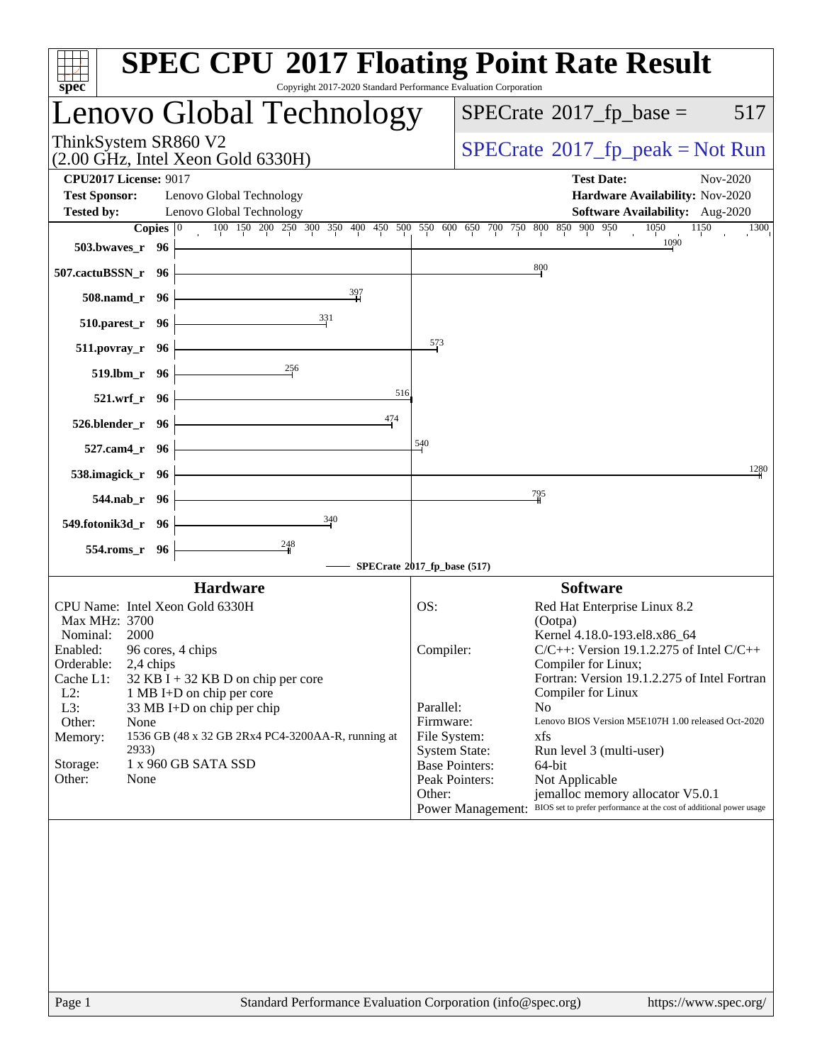# SPEC CPU 2017 Floating Point Rate Result

Copyright 2017-2020 Standard Performance Evaluation Corporation

## Lenovo Global Technology

ThinkSystem SR860 V2
(2.00 GHz, Intel Xeon Gold 6330H)

SPECrate 2017_fp_base = 517

SPECrate 2017_fp_peak = Not Run

**CPU2017 License:** 9017
**Test Sponsor:** Lenovo Global Technology
**Tested by:** Lenovo Global Technology

**Test Date:** Nov-2020
**Hardware Availability:** Nov-2020
**Software Availability:** Aug-2020

| Benchmark | Copies | SPECrate 2017_fp_base |
|---|---|---|
| 503.bwaves_r | 96 | 1090 |
| 507.cactuBSSN_r | 96 | 800 |
| 508.namd_r | 96 | 397 |
| 510.parest_r | 96 | 331 |
| 511.povray_r | 96 | 573 |
| 519.lbm_r | 96 | 256 |
| 521.wrf_r | 96 | 516 |
| 526.blender_r | 96 | 474 |
| 527.cam4_r | 96 | 540 |
| 538.imagick_r | 96 | 1280 |
| 544.nab_r | 96 | 795 |
| 549.fotonik3d_r | 96 | 340 |
| 554.roms_r | 96 | 248 |

SPECrate 2017_fp_base (517)

### Hardware

| | |
|---|---|
| CPU Name: | Intel Xeon Gold 6330H |
| Max MHz: | 3700 |
| Nominal: | 2000 |
| Enabled: | 96 cores, 4 chips |
| Orderable: | 2,4 chips |
| Cache L1: | 32 KB I + 32 KB D on chip per core |
| L2: | 1 MB I+D on chip per core |
| L3: | 33 MB I+D on chip per chip |
| Other: | None |
| Memory: | 1536 GB (48 x 32 GB 2Rx4 PC4-3200AA-R, running at 2933) |
| Storage: | 1 x 960 GB SATA SSD |
| Other: | None |

### Software

| | |
|---|---|
| OS: | Red Hat Enterprise Linux 8.2 (Ootpa) Kernel 4.18.0-193.el8.x86_64 |
| Compiler: | C/C++: Version 19.1.2.275 of Intel C/C++ Compiler for Linux; Fortran: Version 19.1.2.275 of Intel Fortran Compiler for Linux |
| Parallel: | No |
| Firmware: | Lenovo BIOS Version M5E107H 1.00 released Oct-2020 |
| File System: | xfs |
| System State: | Run level 3 (multi-user) |
| Base Pointers: | 64-bit |
| Peak Pointers: | Not Applicable |
| Other: | jemalloc memory allocator V5.0.1 |
| Power Management: | BIOS set to prefer performance at the cost of additional power usage |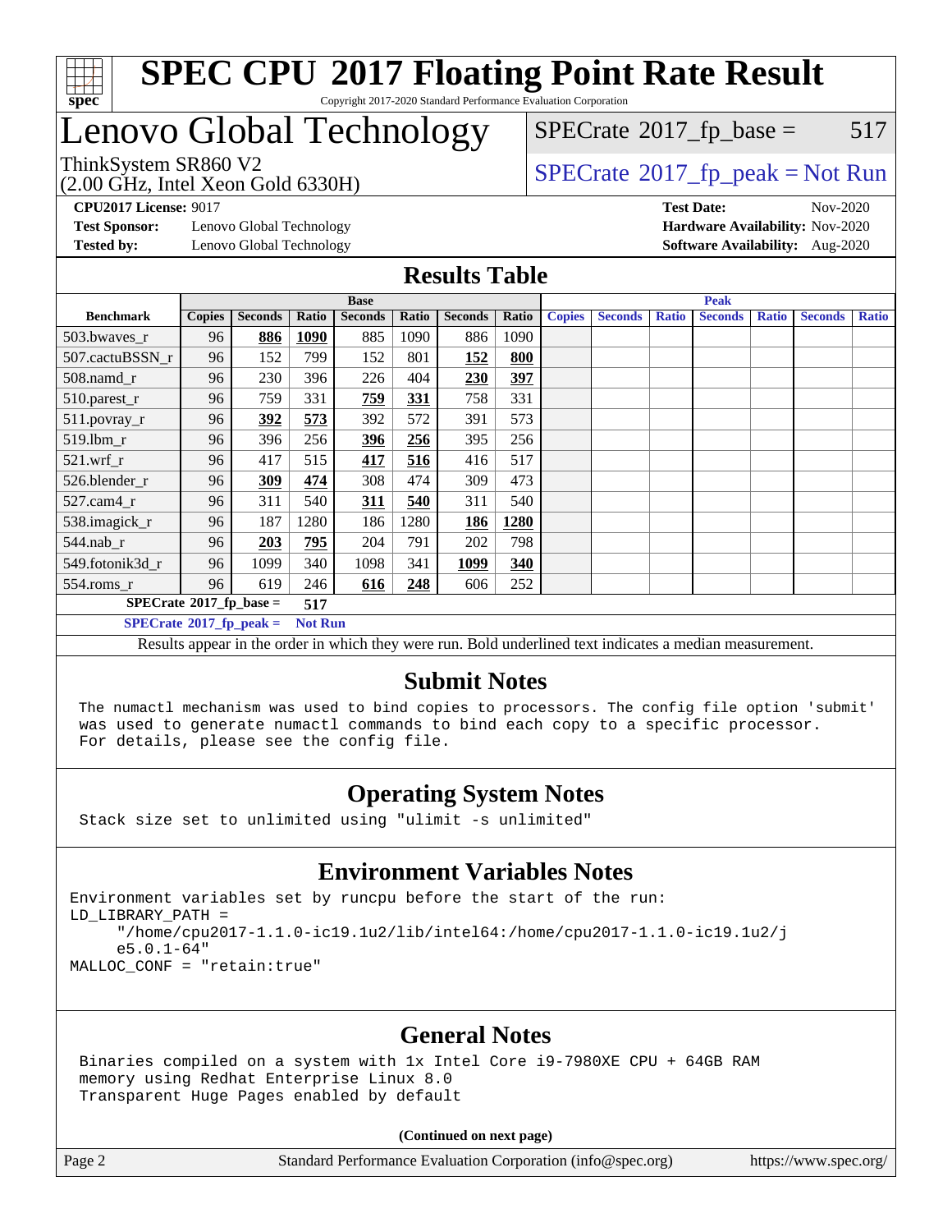# SPEC CPU 2017 Floating Point Rate Result

Copyright 2017-2020 Standard Performance Evaluation Corporation

# Lenovo Global Technology

ThinkSystem SR860 V2
(2.00 GHz, Intel Xeon Gold 6330H)

SPECrate 2017_fp_base = 517

SPECrate 2017_fp_peak = Not Run

**CPU2017 License:** 9017
**Test Sponsor:** Lenovo Global Technology
**Tested by:** Lenovo Global Technology

**Test Date:** Nov-2020
**Hardware Availability:** Nov-2020
**Software Availability:** Aug-2020

## Results Table

| Benchmark | Base | | | | | | | Peak | | | | | | |
|---|---|---|---|---|---|---|---|---|---|---|---|---|---|---|
| | Copies | Seconds | Ratio | Seconds | Ratio | Seconds | Ratio | Copies | Seconds | Ratio | Seconds | Ratio | Seconds | Ratio |
| 503.bwaves_r | 96 | **886** | **1090** | 885 | 1090 | 886 | 1090 | | | | | | | |
| 507.cactuBSSN_r | 96 | 152 | 799 | 152 | 801 | **152** | **800** | | | | | | | |
| 508.namd_r | 96 | 230 | 396 | 226 | 404 | **230** | **397** | | | | | | | |
| 510.parest_r | 96 | 759 | 331 | **759** | **331** | 758 | 331 | | | | | | | |
| 511.povray_r | 96 | **392** | **573** | 392 | 572 | 391 | 573 | | | | | | | |
| 519.lbm_r | 96 | 396 | 256 | **396** | **256** | 395 | 256 | | | | | | | |
| 521.wrf_r | 96 | 417 | 515 | **417** | **516** | 416 | 517 | | | | | | | |
| 526.blender_r | 96 | **309** | **474** | 308 | 474 | 309 | 473 | | | | | | | |
| 527.cam4_r | 96 | 311 | 540 | **311** | **540** | 311 | 540 | | | | | | | |
| 538.imagick_r | 96 | 187 | 1280 | 186 | 1280 | **186** | **1280** | | | | | | | |
| 544.nab_r | 96 | **203** | **795** | 204 | 791 | 202 | 798 | | | | | | | |
| 549.fotonik3d_r | 96 | 1099 | 340 | 1098 | 341 | **1099** | **340** | | | | | | | |
| 554.roms_r | 96 | 619 | 246 | **616** | **248** | 606 | 252 | | | | | | | |

**SPECrate 2017_fp_base = 517**

**SPECrate 2017_fp_peak = Not Run**

Results appear in the order in which they were run. Bold underlined text indicates a median measurement.

## Submit Notes

The numactl mechanism was used to bind copies to processors. The config file option 'submit' was used to generate numactl commands to bind each copy to a specific processor. For details, please see the config file.

## Operating System Notes

Stack size set to unlimited using "ulimit -s unlimited"

## Environment Variables Notes

```
Environment variables set by runcpu before the start of the run:
LD_LIBRARY_PATH =
     "/home/cpu2017-1.1.0-ic19.1u2/lib/intel64:/home/cpu2017-1.1.0-ic19.1u2/j
     e5.0.1-64"
MALLOC_CONF = "retain:true"
```

## General Notes

Binaries compiled on a system with 1x Intel Core i9-7980XE CPU + 64GB RAM memory using Redhat Enterprise Linux 8.0
Transparent Huge Pages enabled by default

**(Continued on next page)**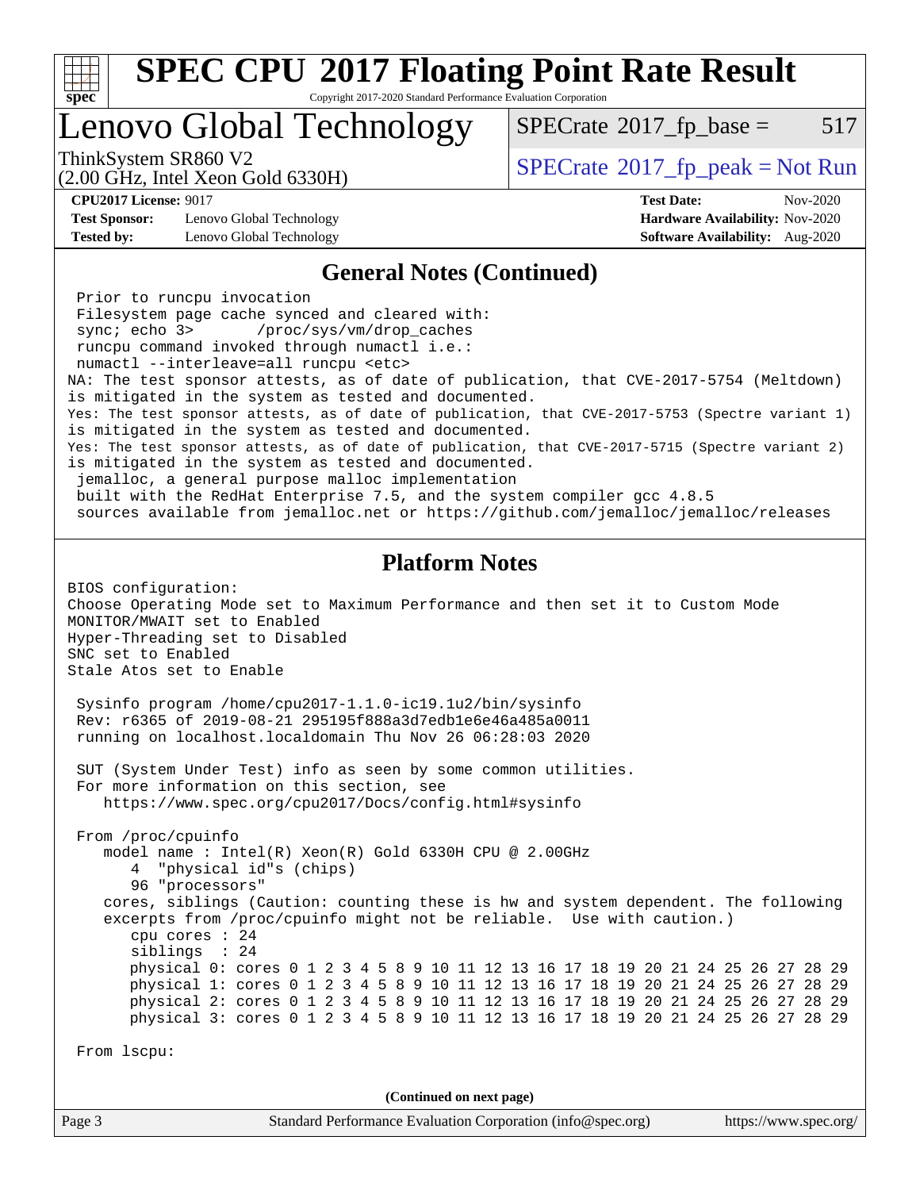# SPEC CPU 2017 Floating Point Rate Result

Copyright 2017-2020 Standard Performance Evaluation Corporation

## Lenovo Global Technology

ThinkSystem SR860 V2
(2.00 GHz, Intel Xeon Gold 6330H)

SPECrate 2017_fp_base = 517

SPECrate 2017_fp_peak = Not Run

**CPU2017 License:** 9017
**Test Sponsor:** Lenovo Global Technology
**Tested by:** Lenovo Global Technology

**Test Date:** Nov-2020
**Hardware Availability:** Nov-2020
**Software Availability:** Aug-2020

### General Notes (Continued)

```
 Prior to runcpu invocation
 Filesystem page cache synced and cleared with:
 sync; echo 3>       /proc/sys/vm/drop_caches
 runcpu command invoked through numactl i.e.:
 numactl --interleave=all runcpu <etc>
NA: The test sponsor attests, as of date of publication, that CVE-2017-5754 (Meltdown)
is mitigated in the system as tested and documented.
Yes: The test sponsor attests, as of date of publication, that CVE-2017-5753 (Spectre variant 1)
is mitigated in the system as tested and documented.
Yes: The test sponsor attests, as of date of publication, that CVE-2017-5715 (Spectre variant 2)
is mitigated in the system as tested and documented.
 jemalloc, a general purpose malloc implementation
 built with the RedHat Enterprise 7.5, and the system compiler gcc 4.8.5
 sources available from jemalloc.net or https://github.com/jemalloc/jemalloc/releases
```

### Platform Notes

```
BIOS configuration:
Choose Operating Mode set to Maximum Performance and then set it to Custom Mode
MONITOR/MWAIT set to Enabled
Hyper-Threading set to Disabled
SNC set to Enabled
Stale Atos set to Enable

 Sysinfo program /home/cpu2017-1.1.0-ic19.1u2/bin/sysinfo
 Rev: r6365 of 2019-08-21 295195f888a3d7edb1e6e46a485a0011
 running on localhost.localdomain Thu Nov 26 06:28:03 2020

 SUT (System Under Test) info as seen by some common utilities.
 For more information on this section, see
    https://www.spec.org/cpu2017/Docs/config.html#sysinfo

 From /proc/cpuinfo
    model name : Intel(R) Xeon(R) Gold 6330H CPU @ 2.00GHz
       4  "physical id"s (chips)
       96 "processors"
    cores, siblings (Caution: counting these is hw and system dependent. The following
    excerpts from /proc/cpuinfo might not be reliable.  Use with caution.)
       cpu cores : 24
       siblings  : 24
       physical 0: cores 0 1 2 3 4 5 8 9 10 11 12 13 16 17 18 19 20 21 24 25 26 27 28 29
       physical 1: cores 0 1 2 3 4 5 8 9 10 11 12 13 16 17 18 19 20 21 24 25 26 27 28 29
       physical 2: cores 0 1 2 3 4 5 8 9 10 11 12 13 16 17 18 19 20 21 24 25 26 27 28 29
       physical 3: cores 0 1 2 3 4 5 8 9 10 11 12 13 16 17 18 19 20 21 24 25 26 27 28 29

 From lscpu:
```

(Continued on next page)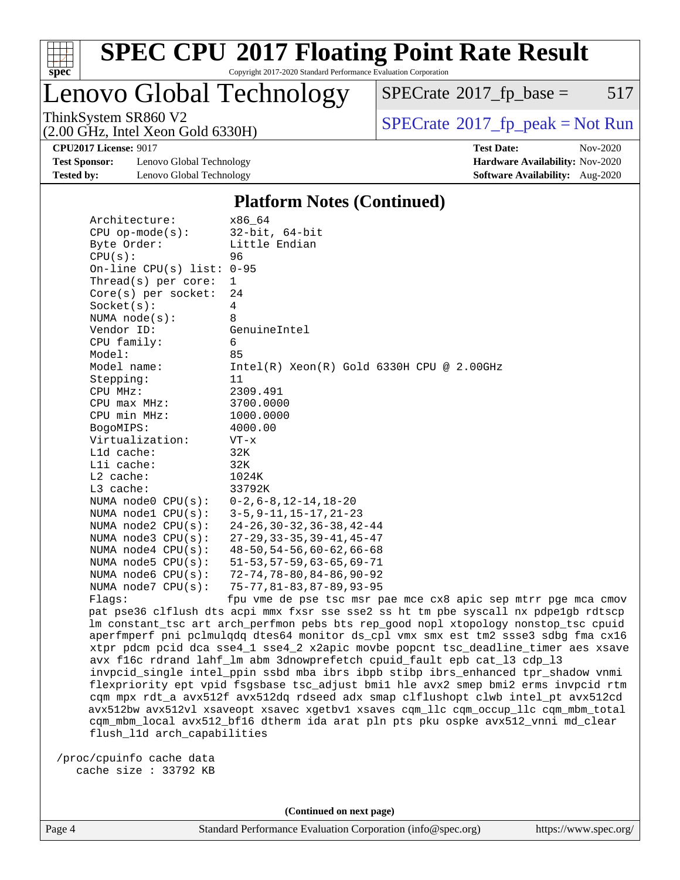# SPEC CPU 2017 Floating Point Rate Result

Copyright 2017-2020 Standard Performance Evaluation Corporation

## Lenovo Global Technology

ThinkSystem SR860 V2
(2.00 GHz, Intel Xeon Gold 6330H)

SPECrate 2017_fp_base = 517

SPECrate 2017_fp_peak = Not Run

**CPU2017 License:** 9017
**Test Sponsor:** Lenovo Global Technology
**Tested by:** Lenovo Global Technology

**Test Date:** Nov-2020
**Hardware Availability:** Nov-2020
**Software Availability:** Aug-2020

### Platform Notes (Continued)

```
    Architecture:          x86_64
    CPU op-mode(s):        32-bit, 64-bit
    Byte Order:            Little Endian
    CPU(s):                96
    On-line CPU(s) list: 0-95
    Thread(s) per core:    1
    Core(s) per socket:    24
    Socket(s):             4
    NUMA node(s):          8
    Vendor ID:             GenuineIntel
    CPU family:            6
    Model:                 85
    Model name:            Intel(R) Xeon(R) Gold 6330H CPU @ 2.00GHz
    Stepping:              11
    CPU MHz:               2309.491
    CPU max MHz:           3700.0000
    CPU min MHz:           1000.0000
    BogoMIPS:              4000.00
    Virtualization:        VT-x
    L1d cache:             32K
    L1i cache:             32K
    L2 cache:              1024K
    L3 cache:              33792K
    NUMA node0 CPU(s):     0-2,6-8,12-14,18-20
    NUMA node1 CPU(s):     3-5,9-11,15-17,21-23
    NUMA node2 CPU(s):     24-26,30-32,36-38,42-44
    NUMA node3 CPU(s):     27-29,33-35,39-41,45-47
    NUMA node4 CPU(s):     48-50,54-56,60-62,66-68
    NUMA node5 CPU(s):     51-53,57-59,63-65,69-71
    NUMA node6 CPU(s):     72-74,78-80,84-86,90-92
    NUMA node7 CPU(s):     75-77,81-83,87-89,93-95
    Flags:                 fpu vme de pse tsc msr pae mce cx8 apic sep mtrr pge mca cmov
    pat pse36 clflush dts acpi mmx fxsr sse sse2 ss ht tm pbe syscall nx pdpe1gb rdtscp
    lm constant_tsc art arch_perfmon pebs bts rep_good nopl xtopology nonstop_tsc cpuid
    aperfmperf pni pclmulqdq dtes64 monitor ds_cpl vmx smx est tm2 ssse3 sdbg fma cx16
    xtpr pdcm pcid dca sse4_1 sse4_2 x2apic movbe popcnt tsc_deadline_timer aes xsave
    avx f16c rdrand lahf_lm abm 3dnowprefetch cpuid_fault epb cat_l3 cdp_l3
    invpcid_single intel_ppin ssbd mba ibrs ibpb stibp ibrs_enhanced tpr_shadow vnmi
    flexpriority ept vpid fsgsbase tsc_adjust bmi1 hle avx2 smep bmi2 erms invpcid rtm
    cqm mpx rdt_a avx512f avx512dq rdseed adx smap clflushopt clwb intel_pt avx512cd
    avx512bw avx512vl xsaveopt xsavec xgetbv1 xsaves cqm_llc cqm_occup_llc cqm_mbm_total
    cqm_mbm_local avx512_bf16 dtherm ida arat pln pts pku ospke avx512_vnni md_clear
    flush_l1d arch_capabilities

 /proc/cpuinfo cache data
    cache size : 33792 KB
```

**(Continued on next page)**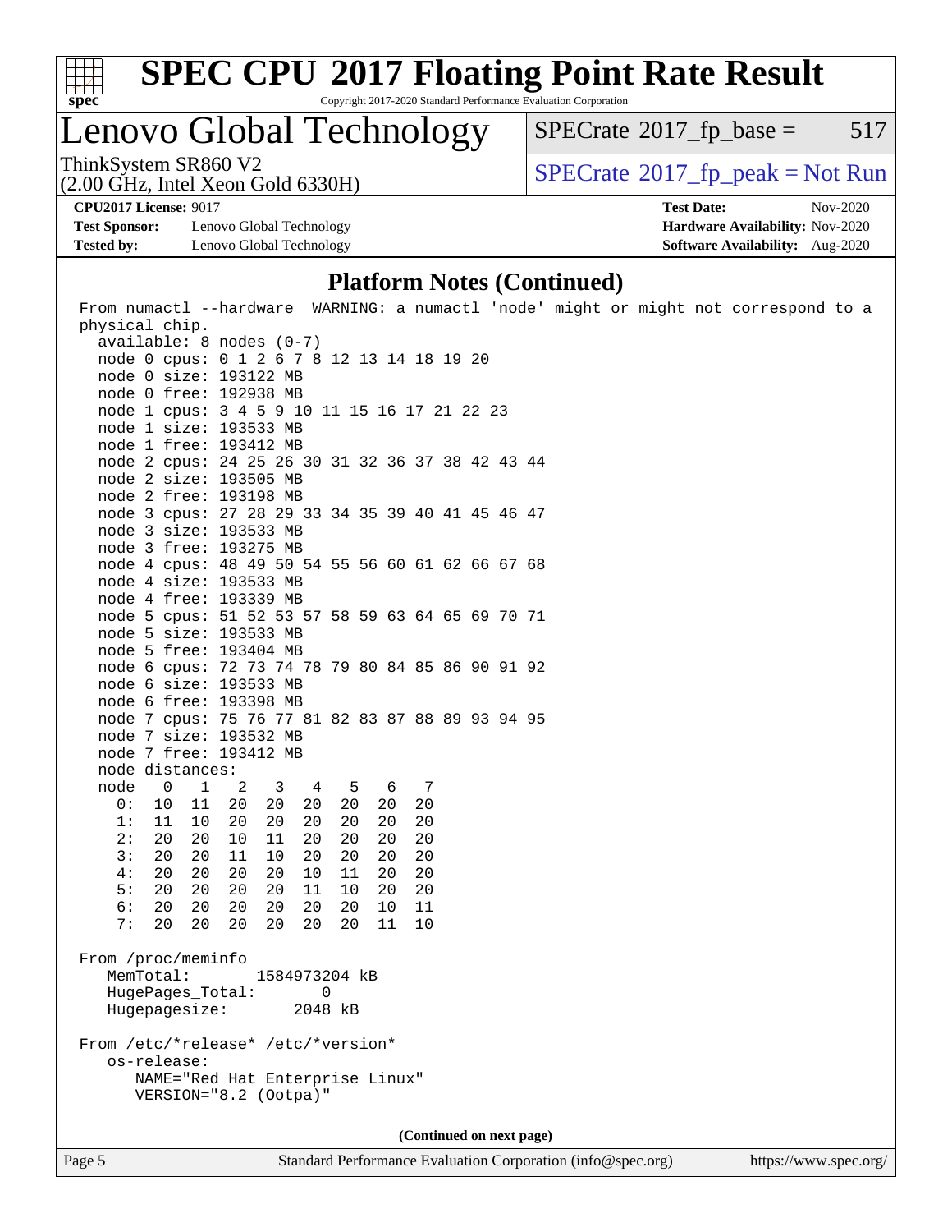## Platform Notes (Continued)

```
From numactl --hardware  WARNING: a numactl 'node' might or might not correspond to a
physical chip.
  available: 8 nodes (0-7)
  node 0 cpus: 0 1 2 6 7 8 12 13 14 18 19 20
  node 0 size: 193122 MB
  node 0 free: 192938 MB
  node 1 cpus: 3 4 5 9 10 11 15 16 17 21 22 23
  node 1 size: 193533 MB
  node 1 free: 193412 MB
  node 2 cpus: 24 25 26 30 31 32 36 37 38 42 43 44
  node 2 size: 193505 MB
  node 2 free: 193198 MB
  node 3 cpus: 27 28 29 33 34 35 39 40 41 45 46 47
  node 3 size: 193533 MB
  node 3 free: 193275 MB
  node 4 cpus: 48 49 50 54 55 56 60 61 62 66 67 68
  node 4 size: 193533 MB
  node 4 free: 193339 MB
  node 5 cpus: 51 52 53 57 58 59 63 64 65 69 70 71
  node 5 size: 193533 MB
  node 5 free: 193404 MB
  node 6 cpus: 72 73 74 78 79 80 84 85 86 90 91 92
  node 6 size: 193533 MB
  node 6 free: 193398 MB
  node 7 cpus: 75 76 77 81 82 83 87 88 89 93 94 95
  node 7 size: 193532 MB
  node 7 free: 193412 MB
  node distances:
  node   0   1   2   3   4   5   6   7
    0:  10  11  20  20  20  20  20  20
    1:  11  10  20  20  20  20  20  20
    2:  20  20  10  11  20  20  20  20
    3:  20  20  11  10  20  20  20  20
    4:  20  20  20  20  10  11  20  20
    5:  20  20  20  20  11  10  20  20
    6:  20  20  20  20  20  20  10  11
    7:  20  20  20  20  20  20  11  10

From /proc/meminfo
   MemTotal:       1584973204 kB
   HugePages_Total:       0
   Hugepagesize:       2048 kB

From /etc/*release* /etc/*version*
   os-release:
      NAME="Red Hat Enterprise Linux"
      VERSION="8.2 (Ootpa)"
```

(Continued on next page)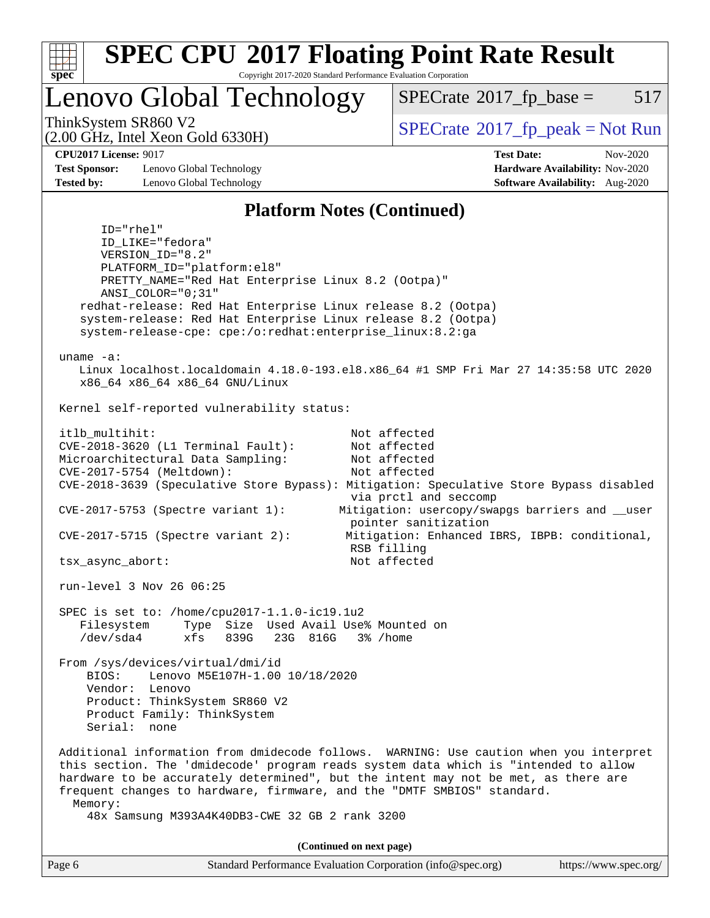# SPEC CPU 2017 Floating Point Rate Result

Copyright 2017-2020 Standard Performance Evaluation Corporation

## Lenovo Global Technology

ThinkSystem SR860 V2
(2.00 GHz, Intel Xeon Gold 6330H)

SPECrate 2017_fp_base = 517

SPECrate 2017_fp_peak = Not Run

**CPU2017 License:** 9017
**Test Sponsor:** Lenovo Global Technology
**Tested by:** Lenovo Global Technology

**Test Date:** Nov-2020
**Hardware Availability:** Nov-2020
**Software Availability:** Aug-2020

### Platform Notes (Continued)

```
      ID="rhel"
      ID_LIKE="fedora"
      VERSION_ID="8.2"
      PLATFORM_ID="platform:el8"
      PRETTY_NAME="Red Hat Enterprise Linux 8.2 (Ootpa)"
      ANSI_COLOR="0;31"
    redhat-release: Red Hat Enterprise Linux release 8.2 (Ootpa)
    system-release: Red Hat Enterprise Linux release 8.2 (Ootpa)
    system-release-cpe: cpe:/o:redhat:enterprise_linux:8.2:ga

 uname -a:
    Linux localhost.localdomain 4.18.0-193.el8.x86_64 #1 SMP Fri Mar 27 14:35:58 UTC 2020
    x86_64 x86_64 x86_64 GNU/Linux

 Kernel self-reported vulnerability status:

 itlb_multihit:                              Not affected
 CVE-2018-3620 (L1 Terminal Fault):          Not affected
 Microarchitectural Data Sampling:           Not affected
 CVE-2017-5754 (Meltdown):                   Not affected
 CVE-2018-3639 (Speculative Store Bypass): Mitigation: Speculative Store Bypass disabled
                                             via prctl and seccomp
 CVE-2017-5753 (Spectre variant 1):        Mitigation: usercopy/swapgs barriers and __user
                                             pointer sanitization
 CVE-2017-5715 (Spectre variant 2):         Mitigation: Enhanced IBRS, IBPB: conditional,
                                             RSB filling
 tsx_async_abort:                            Not affected

 run-level 3 Nov 26 06:25

 SPEC is set to: /home/cpu2017-1.1.0-ic19.1u2
    Filesystem     Type  Size  Used Avail Use% Mounted on
    /dev/sda4      xfs   839G   23G  816G   3% /home

 From /sys/devices/virtual/dmi/id
     BIOS:    Lenovo M5E107H-1.00 10/18/2020
     Vendor:  Lenovo
     Product: ThinkSystem SR860 V2
     Product Family: ThinkSystem
     Serial:  none

 Additional information from dmidecode follows.  WARNING: Use caution when you interpret
 this section. The 'dmidecode' program reads system data which is "intended to allow
 hardware to be accurately determined", but the intent may not be met, as there are
 frequent changes to hardware, firmware, and the "DMTF SMBIOS" standard.
   Memory:
     48x Samsung M393A4K40DB3-CWE 32 GB 2 rank 3200
```

(Continued on next page)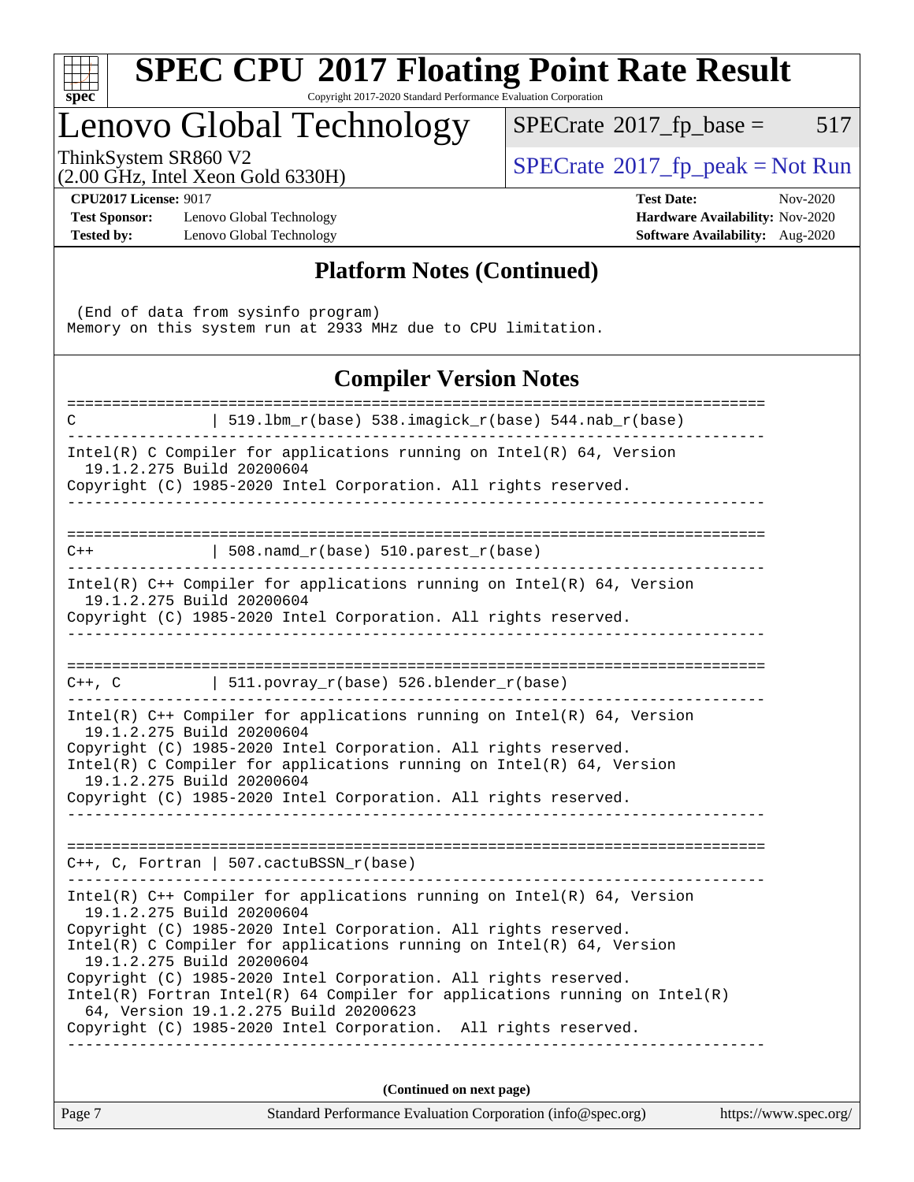## Platform Notes (Continued)

```
 (End of data from sysinfo program)
Memory on this system run at 2933 MHz due to CPU limitation.
```

## Compiler Version Notes

```
==============================================================================
C               | 519.lbm_r(base) 538.imagick_r(base) 544.nab_r(base)
------------------------------------------------------------------------------
Intel(R) C Compiler for applications running on Intel(R) 64, Version
  19.1.2.275 Build 20200604
Copyright (C) 1985-2020 Intel Corporation. All rights reserved.
------------------------------------------------------------------------------

==============================================================================
C++             | 508.namd_r(base) 510.parest_r(base)
------------------------------------------------------------------------------
Intel(R) C++ Compiler for applications running on Intel(R) 64, Version
  19.1.2.275 Build 20200604
Copyright (C) 1985-2020 Intel Corporation. All rights reserved.
------------------------------------------------------------------------------

==============================================================================
C++, C          | 511.povray_r(base) 526.blender_r(base)
------------------------------------------------------------------------------
Intel(R) C++ Compiler for applications running on Intel(R) 64, Version
  19.1.2.275 Build 20200604
Copyright (C) 1985-2020 Intel Corporation. All rights reserved.
Intel(R) C Compiler for applications running on Intel(R) 64, Version
  19.1.2.275 Build 20200604
Copyright (C) 1985-2020 Intel Corporation. All rights reserved.
------------------------------------------------------------------------------

==============================================================================
C++, C, Fortran | 507.cactuBSSN_r(base)
------------------------------------------------------------------------------
Intel(R) C++ Compiler for applications running on Intel(R) 64, Version
  19.1.2.275 Build 20200604
Copyright (C) 1985-2020 Intel Corporation. All rights reserved.
Intel(R) C Compiler for applications running on Intel(R) 64, Version
  19.1.2.275 Build 20200604
Copyright (C) 1985-2020 Intel Corporation. All rights reserved.
Intel(R) Fortran Intel(R) 64 Compiler for applications running on Intel(R)
  64, Version 19.1.2.275 Build 20200623
Copyright (C) 1985-2020 Intel Corporation.  All rights reserved.
------------------------------------------------------------------------------
```

**(Continued on next page)**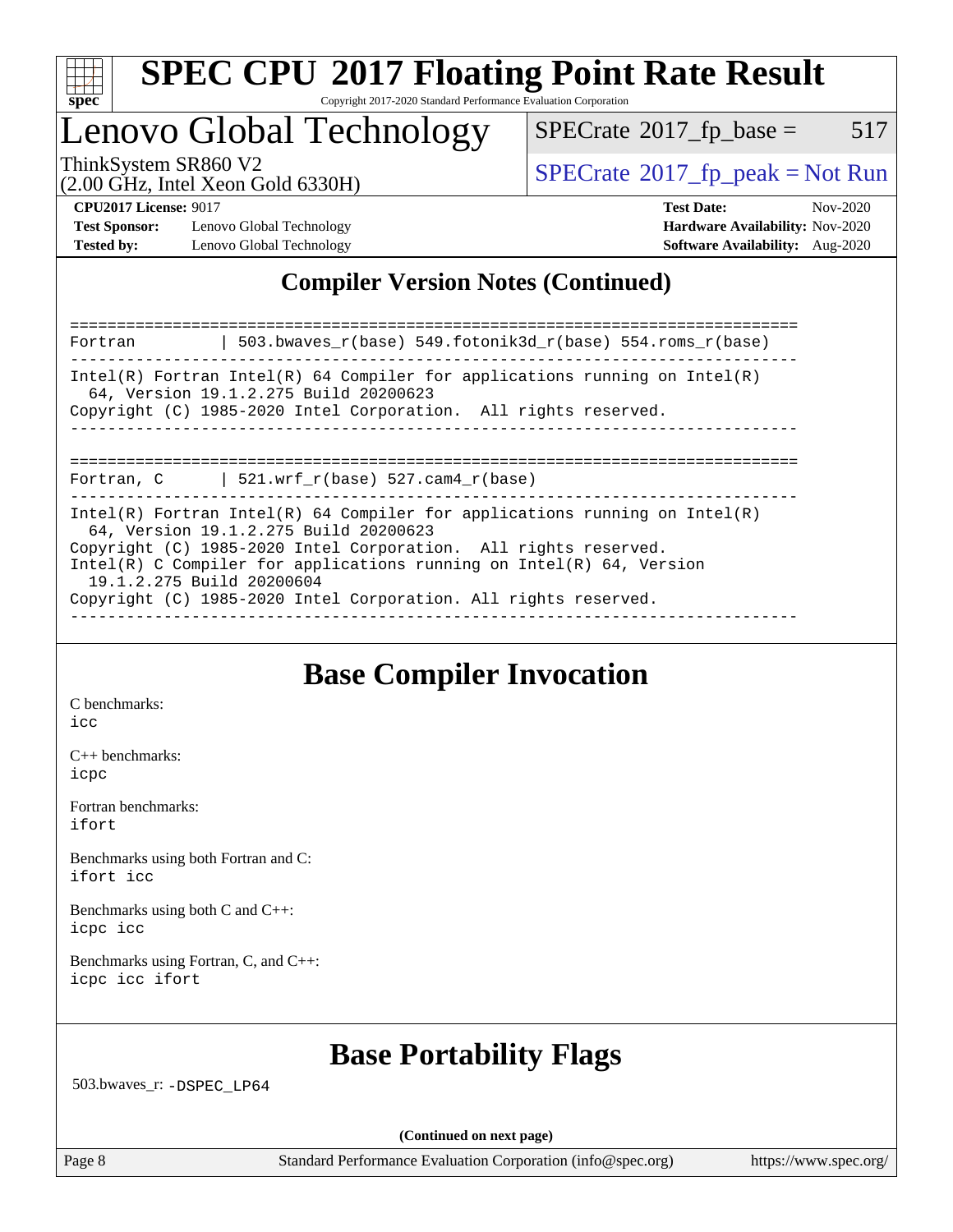## Compiler Version Notes (Continued)

```
==============================================================================
Fortran         | 503.bwaves_r(base) 549.fotonik3d_r(base) 554.roms_r(base)
------------------------------------------------------------------------------
Intel(R) Fortran Intel(R) 64 Compiler for applications running on Intel(R)
  64, Version 19.1.2.275 Build 20200623
Copyright (C) 1985-2020 Intel Corporation.  All rights reserved.
------------------------------------------------------------------------------

==============================================================================
Fortran, C      | 521.wrf_r(base) 527.cam4_r(base)
------------------------------------------------------------------------------
Intel(R) Fortran Intel(R) 64 Compiler for applications running on Intel(R)
  64, Version 19.1.2.275 Build 20200623
Copyright (C) 1985-2020 Intel Corporation.  All rights reserved.
Intel(R) C Compiler for applications running on Intel(R) 64, Version
  19.1.2.275 Build 20200604
Copyright (C) 1985-2020 Intel Corporation. All rights reserved.
------------------------------------------------------------------------------
```

## Base Compiler Invocation

C benchmarks:
icc

C++ benchmarks:
icpc

Fortran benchmarks:
ifort

Benchmarks using both Fortran and C:
ifort icc

Benchmarks using both C and C++:
icpc icc

Benchmarks using Fortran, C, and C++:
icpc icc ifort

## Base Portability Flags

503.bwaves_r: -DSPEC_LP64

**(Continued on next page)**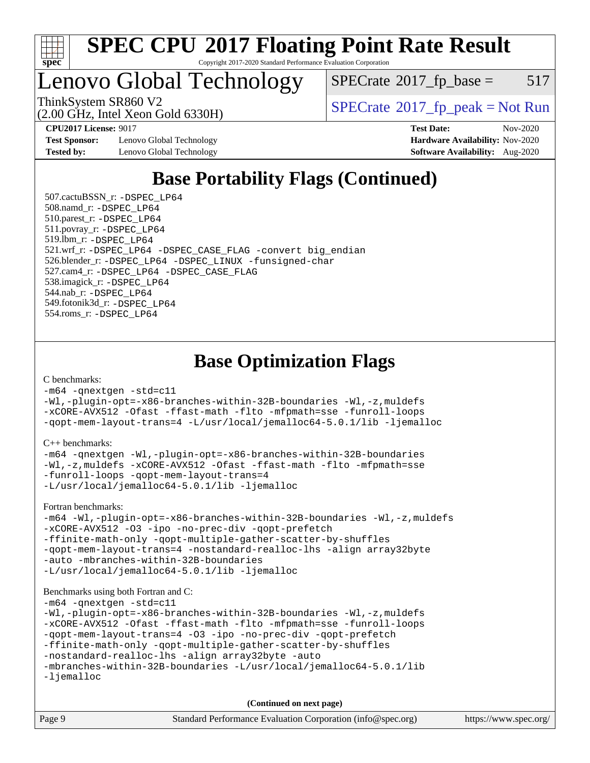# SPEC CPU 2017 Floating Point Rate Result

Copyright 2017-2020 Standard Performance Evaluation Corporation

## Lenovo Global Technology

ThinkSystem SR860 V2
(2.00 GHz, Intel Xeon Gold 6330H)

SPECrate 2017_fp_base = 517

SPECrate 2017_fp_peak = Not Run

**CPU2017 License:** 9017
**Test Sponsor:** Lenovo Global Technology
**Tested by:** Lenovo Global Technology

**Test Date:** Nov-2020
**Hardware Availability:** Nov-2020
**Software Availability:** Aug-2020

## Base Portability Flags (Continued)

507.cactuBSSN_r: `-DSPEC_LP64`
508.namd_r: `-DSPEC_LP64`
510.parest_r: `-DSPEC_LP64`
511.povray_r: `-DSPEC_LP64`
519.lbm_r: `-DSPEC_LP64`
521.wrf_r: `-DSPEC_LP64 -DSPEC_CASE_FLAG -convert big_endian`
526.blender_r: `-DSPEC_LP64 -DSPEC_LINUX -funsigned-char`
527.cam4_r: `-DSPEC_LP64 -DSPEC_CASE_FLAG`
538.imagick_r: `-DSPEC_LP64`
544.nab_r: `-DSPEC_LP64`
549.fotonik3d_r: `-DSPEC_LP64`
554.roms_r: `-DSPEC_LP64`

## Base Optimization Flags

C benchmarks:

```
-m64 -qnextgen -std=c11
-Wl,-plugin-opt=-x86-branches-within-32B-boundaries -Wl,-z,muldefs
-xCORE-AVX512 -Ofast -ffast-math -flto -mfpmath=sse -funroll-loops
-qopt-mem-layout-trans=4 -L/usr/local/jemalloc64-5.0.1/lib -ljemalloc
```

C++ benchmarks:

```
-m64 -qnextgen -Wl,-plugin-opt=-x86-branches-within-32B-boundaries
-Wl,-z,muldefs -xCORE-AVX512 -Ofast -ffast-math -flto -mfpmath=sse
-funroll-loops -qopt-mem-layout-trans=4
-L/usr/local/jemalloc64-5.0.1/lib -ljemalloc
```

Fortran benchmarks:

```
-m64 -Wl,-plugin-opt=-x86-branches-within-32B-boundaries -Wl,-z,muldefs
-xCORE-AVX512 -O3 -ipo -no-prec-div -qopt-prefetch
-ffinite-math-only -qopt-multiple-gather-scatter-by-shuffles
-qopt-mem-layout-trans=4 -nostandard-realloc-lhs -align array32byte
-auto -mbranches-within-32B-boundaries
-L/usr/local/jemalloc64-5.0.1/lib -ljemalloc
```

Benchmarks using both Fortran and C:

```
-m64 -qnextgen -std=c11
-Wl,-plugin-opt=-x86-branches-within-32B-boundaries -Wl,-z,muldefs
-xCORE-AVX512 -Ofast -ffast-math -flto -mfpmath=sse -funroll-loops
-qopt-mem-layout-trans=4 -O3 -ipo -no-prec-div -qopt-prefetch
-ffinite-math-only -qopt-multiple-gather-scatter-by-shuffles
-nostandard-realloc-lhs -align array32byte -auto
-mbranches-within-32B-boundaries -L/usr/local/jemalloc64-5.0.1/lib
-ljemalloc
```

**(Continued on next page)**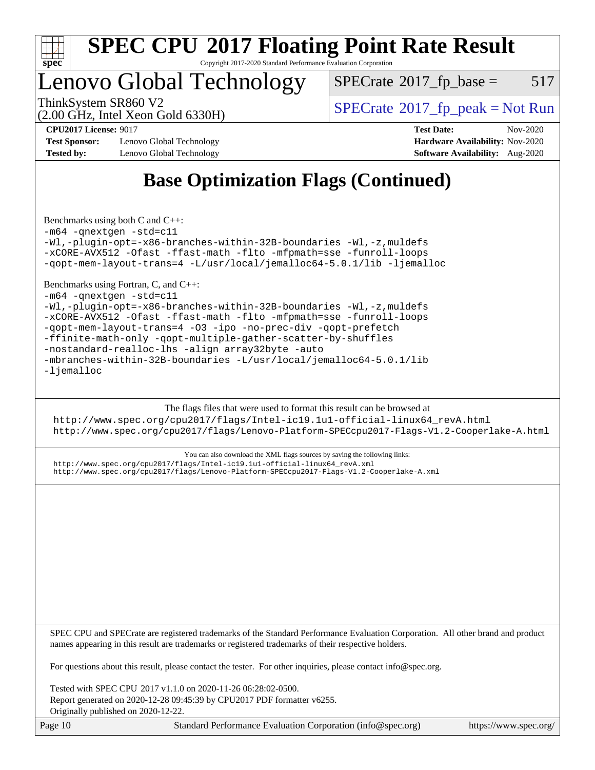# Base Optimization Flags (Continued)

Benchmarks using both C and C++:

```
-m64 -qnextgen -std=c11
-Wl,-plugin-opt=-x86-branches-within-32B-boundaries -Wl,-z,muldefs
-xCORE-AVX512 -Ofast -ffast-math -flto -mfpmath=sse -funroll-loops
-qopt-mem-layout-trans=4 -L/usr/local/jemalloc64-5.0.1/lib -ljemalloc
```

Benchmarks using Fortran, C, and C++:

```
-m64 -qnextgen -std=c11
-Wl,-plugin-opt=-x86-branches-within-32B-boundaries -Wl,-z,muldefs
-xCORE-AVX512 -Ofast -ffast-math -flto -mfpmath=sse -funroll-loops
-qopt-mem-layout-trans=4 -O3 -ipo -no-prec-div -qopt-prefetch
-ffinite-math-only -qopt-multiple-gather-scatter-by-shuffles
-nostandard-realloc-lhs -align array32byte -auto
-mbranches-within-32B-boundaries -L/usr/local/jemalloc64-5.0.1/lib
-ljemalloc
```

The flags files that were used to format this result can be browsed at
http://www.spec.org/cpu2017/flags/Intel-ic19.1u1-official-linux64_revA.html
http://www.spec.org/cpu2017/flags/Lenovo-Platform-SPECcpu2017-Flags-V1.2-Cooperlake-A.html

You can also download the XML flags sources by saving the following links:
http://www.spec.org/cpu2017/flags/Intel-ic19.1u1-official-linux64_revA.xml
http://www.spec.org/cpu2017/flags/Lenovo-Platform-SPECcpu2017-Flags-V1.2-Cooperlake-A.xml

SPEC CPU and SPECrate are registered trademarks of the Standard Performance Evaluation Corporation. All other brand and product names appearing in this result are trademarks or registered trademarks of their respective holders.

For questions about this result, please contact the tester. For other inquiries, please contact info@spec.org.

Tested with SPEC CPU 2017 v1.1.0 on 2020-11-26 06:28:02-0500.
Report generated on 2020-12-28 09:45:39 by CPU2017 PDF formatter v6255.
Originally published on 2020-12-22.